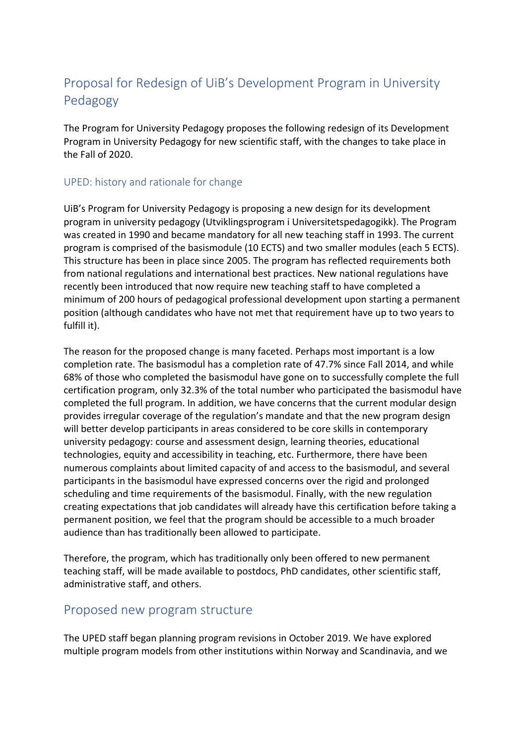# Proposal for Redesign of UiB's Development Program in University Pedagogy

The Program for University Pedagogy proposes the following redesign of its Development Program in University Pedagogy for new scientific staff, with the changes to take place in the Fall of 2020.

### UPED: history and rationale for change

UiB's Program for University Pedagogy is proposing a new design for its development program in university pedagogy (Utviklingsprogram i Universitetspedagogikk). The Program was created in 1990 and became mandatory for all new teaching staff in 1993. The current program is comprised of the basismodule (10 ECTS) and two smaller modules (each 5 ECTS). This structure has been in place since 2005. The program has reflected requirements both from national regulations and international best practices. New national regulations have recently been introduced that now require new teaching staff to have completed a minimum of 200 hours of pedagogical professional development upon starting a permanent position (although candidates who have not met that requirement have up to two years to fulfill it).

The reason for the proposed change is many faceted. Perhaps most important is a low completion rate. The basismodul has a completion rate of 47.7% since Fall 2014, and while 68% of those who completed the basismodul have gone on to successfully complete the full certification program, only 32.3% of the total number who participated the basismodul have completed the full program. In addition, we have concerns that the current modular design provides irregular coverage of the regulation's mandate and that the new program design will better develop participants in areas considered to be core skills in contemporary university pedagogy: course and assessment design, learning theories, educational technologies, equity and accessibility in teaching, etc. Furthermore, there have been numerous complaints about limited capacity of and access to the basismodul, and several participants in the basismodul have expressed concerns over the rigid and prolonged scheduling and time requirements of the basismodul. Finally, with the new regulation creating expectations that job candidates will already have this certification before taking a permanent position, we feel that the program should be accessible to a much broader audience than has traditionally been allowed to participate.

Therefore, the program, which has traditionally only been offered to new permanent teaching staff, will be made available to postdocs, PhD candidates, other scientific staff, administrative staff, and others.

## Proposed new program structure

The UPED staff began planning program revisions in October 2019. We have explored multiple program models from other institutions within Norway and Scandinavia, and we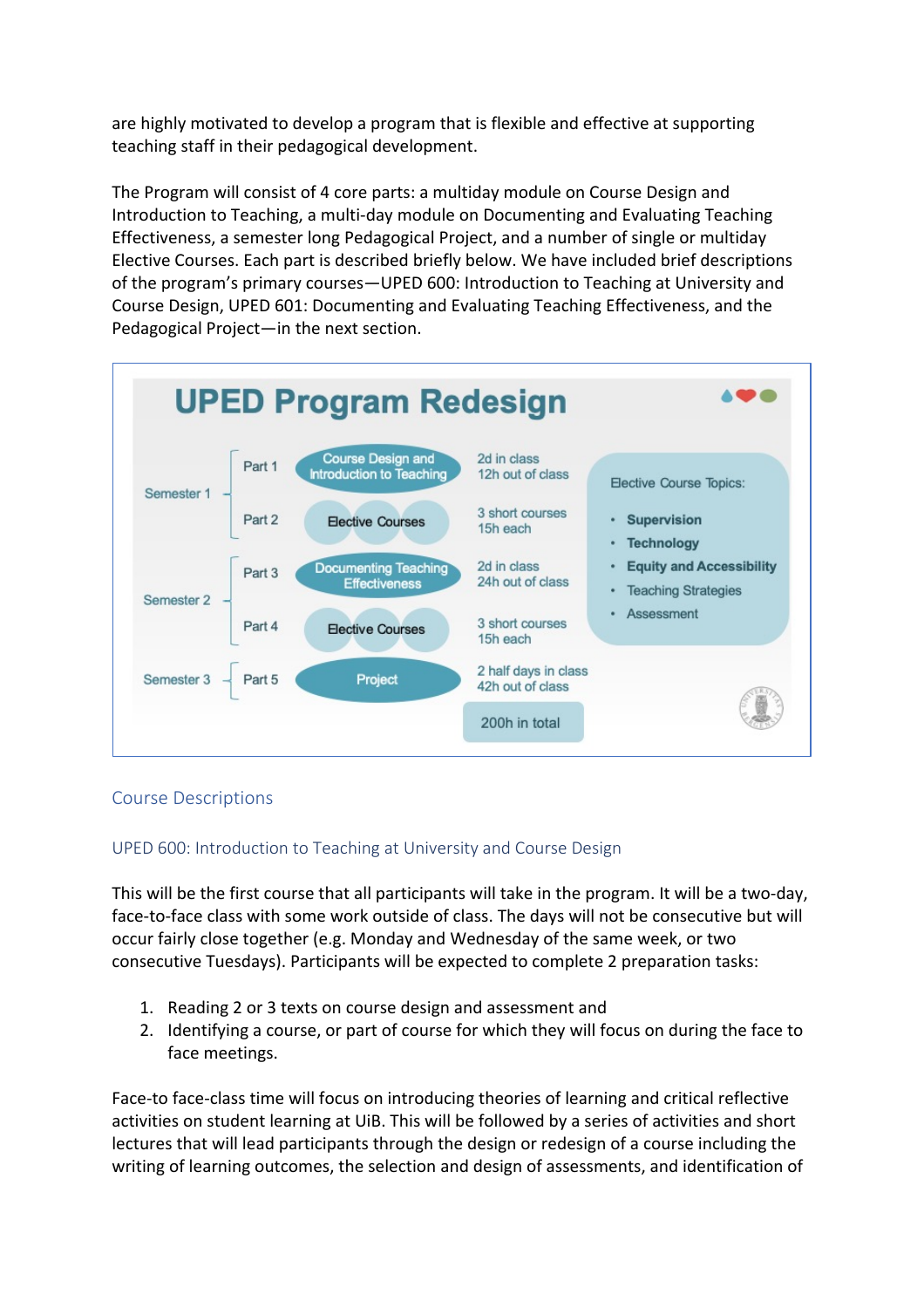are highly motivated to develop a program that is flexible and effective at supporting teaching staff in their pedagogical development.

The Program will consist of 4 core parts: a multiday module on Course Design and Introduction to Teaching, a multi-day module on Documenting and Evaluating Teaching Effectiveness, a semester long Pedagogical Project, and a number of single or multiday Elective Courses. Each part is described briefly below. We have included brief descriptions of the program's primary courses—UPED 600: Introduction to Teaching at University and Course Design, UPED 601: Documenting and Evaluating Teaching Effectiveness, and the Pedagogical Project—in the next section.

**UPED Program Redesign**

| Semester | Part | Course | Workload |
| --- | --- | --- | --- |
| Semester 1 | Part 1 | Course Design and Introduction to Teaching | 2d in class, 12h out of class |
| | Part 2 | Elective Courses | 3 short courses, 15h each |
| Semester 2 | Part 3 | Documenting Teaching Effectiveness | 2d in class, 24h out of class |
| | Part 4 | Elective Courses | 3 short courses, 15h each |
| Semester 3 | Part 5 | Project | 2 half days in class, 42h out of class |
| | | | 200h in total |

Elective Course Topics:

- **Supervision**
- **Technology**
- **Equity and Accessibility**
- Teaching Strategies
- Assessment

## Course Descriptions

### UPED 600: Introduction to Teaching at University and Course Design

This will be the first course that all participants will take in the program. It will be a two-day, face-to-face class with some work outside of class. The days will not be consecutive but will occur fairly close together (e.g. Monday and Wednesday of the same week, or two consecutive Tuesdays). Participants will be expected to complete 2 preparation tasks:

1. Reading 2 or 3 texts on course design and assessment and
2. Identifying a course, or part of course for which they will focus on during the face to face meetings.

Face-to face-class time will focus on introducing theories of learning and critical reflective activities on student learning at UiB. This will be followed by a series of activities and short lectures that will lead participants through the design or redesign of a course including the writing of learning outcomes, the selection and design of assessments, and identification of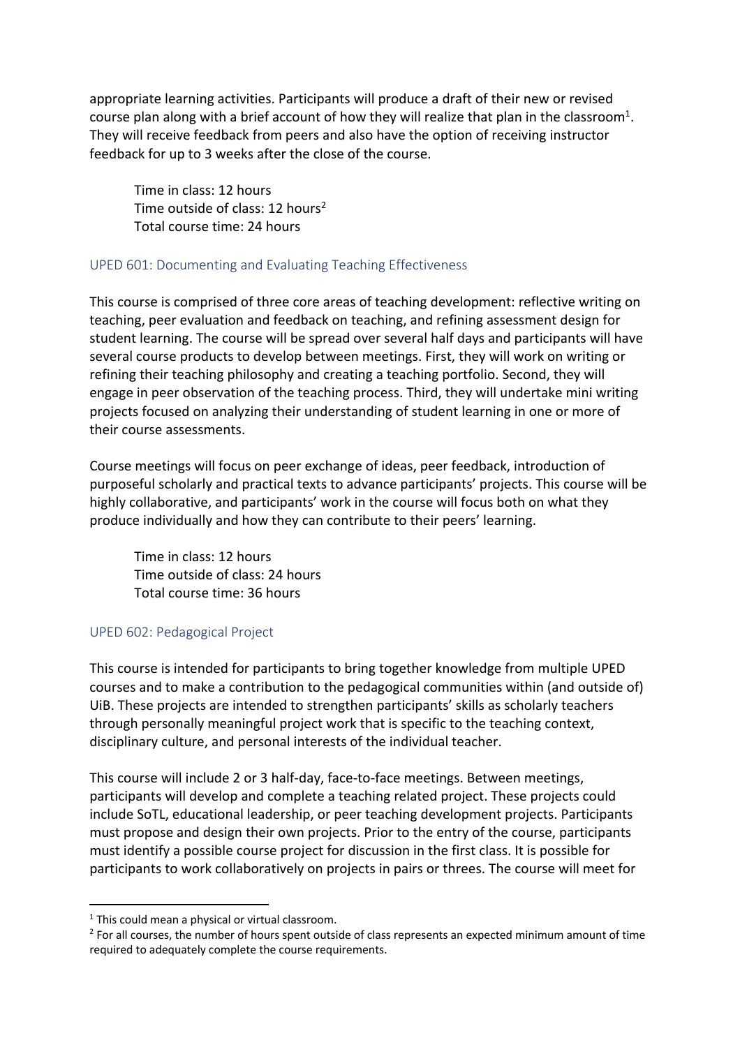appropriate learning activities. Participants will produce a draft of their new or revised course plan along with a brief account of how they will realize that plan in the classroom[1]. They will receive feedback from peers and also have the option of receiving instructor feedback for up to 3 weeks after the close of the course.

Time in class: 12 hours
Time outside of class: 12 hours[2]
Total course time: 24 hours

### UPED 601: Documenting and Evaluating Teaching Effectiveness

This course is comprised of three core areas of teaching development: reflective writing on teaching, peer evaluation and feedback on teaching, and refining assessment design for student learning. The course will be spread over several half days and participants will have several course products to develop between meetings. First, they will work on writing or refining their teaching philosophy and creating a teaching portfolio. Second, they will engage in peer observation of the teaching process. Third, they will undertake mini writing projects focused on analyzing their understanding of student learning in one or more of their course assessments.

Course meetings will focus on peer exchange of ideas, peer feedback, introduction of purposeful scholarly and practical texts to advance participants' projects. This course will be highly collaborative, and participants' work in the course will focus both on what they produce individually and how they can contribute to their peers' learning.

Time in class: 12 hours
Time outside of class: 24 hours
Total course time: 36 hours

### UPED 602: Pedagogical Project

This course is intended for participants to bring together knowledge from multiple UPED courses and to make a contribution to the pedagogical communities within (and outside of) UiB. These projects are intended to strengthen participants' skills as scholarly teachers through personally meaningful project work that is specific to the teaching context, disciplinary culture, and personal interests of the individual teacher.

This course will include 2 or 3 half-day, face-to-face meetings. Between meetings, participants will develop and complete a teaching related project. These projects could include SoTL, educational leadership, or peer teaching development projects. Participants must propose and design their own projects. Prior to the entry of the course, participants must identify a possible course project for discussion in the first class. It is possible for participants to work collaboratively on projects in pairs or threes. The course will meet for

[1] This could mean a physical or virtual classroom.

[2] For all courses, the number of hours spent outside of class represents an expected minimum amount of time required to adequately complete the course requirements.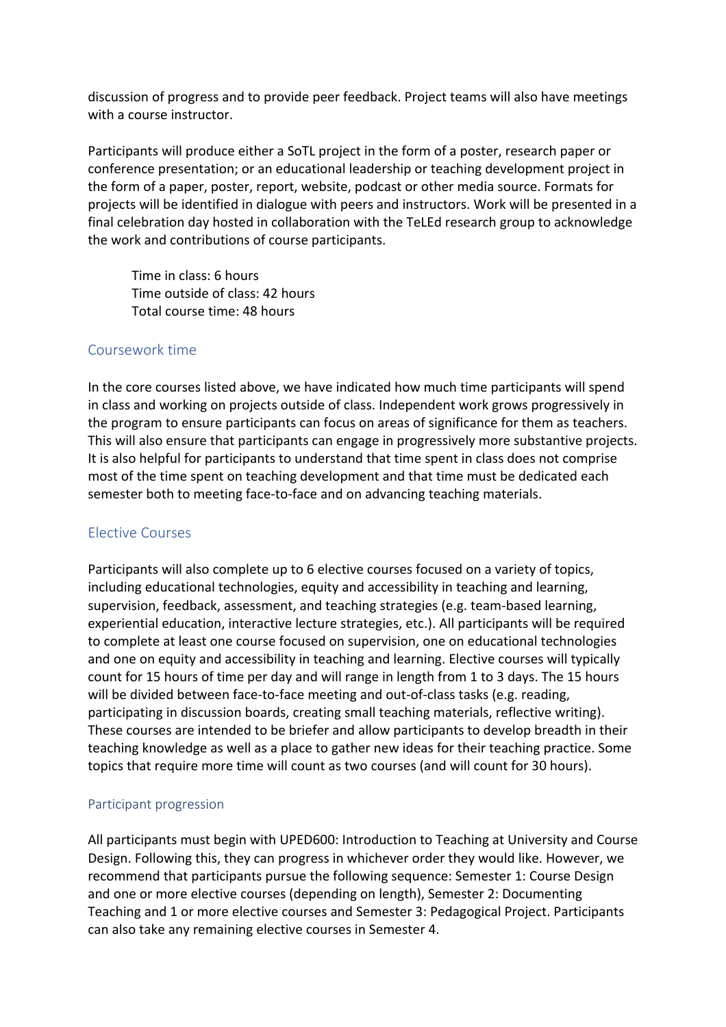discussion of progress and to provide peer feedback. Project teams will also have meetings with a course instructor.

Participants will produce either a SoTL project in the form of a poster, research paper or conference presentation; or an educational leadership or teaching development project in the form of a paper, poster, report, website, podcast or other media source. Formats for projects will be identified in dialogue with peers and instructors. Work will be presented in a final celebration day hosted in collaboration with the TeLEd research group to acknowledge the work and contributions of course participants.

> Time in class: 6 hours
> Time outside of class: 42 hours
> Total course time: 48 hours

### Coursework time

In the core courses listed above, we have indicated how much time participants will spend in class and working on projects outside of class. Independent work grows progressively in the program to ensure participants can focus on areas of significance for them as teachers. This will also ensure that participants can engage in progressively more substantive projects. It is also helpful for participants to understand that time spent in class does not comprise most of the time spent on teaching development and that time must be dedicated each semester both to meeting face-to-face and on advancing teaching materials.

### Elective Courses

Participants will also complete up to 6 elective courses focused on a variety of topics, including educational technologies, equity and accessibility in teaching and learning, supervision, feedback, assessment, and teaching strategies (e.g. team-based learning, experiential education, interactive lecture strategies, etc.). All participants will be required to complete at least one course focused on supervision, one on educational technologies and one on equity and accessibility in teaching and learning. Elective courses will typically count for 15 hours of time per day and will range in length from 1 to 3 days. The 15 hours will be divided between face-to-face meeting and out-of-class tasks (e.g. reading, participating in discussion boards, creating small teaching materials, reflective writing). These courses are intended to be briefer and allow participants to develop breadth in their teaching knowledge as well as a place to gather new ideas for their teaching practice. Some topics that require more time will count as two courses (and will count for 30 hours).

#### Participant progression

All participants must begin with UPED600: Introduction to Teaching at University and Course Design. Following this, they can progress in whichever order they would like. However, we recommend that participants pursue the following sequence: Semester 1: Course Design and one or more elective courses (depending on length), Semester 2: Documenting Teaching and 1 or more elective courses and Semester 3: Pedagogical Project. Participants can also take any remaining elective courses in Semester 4.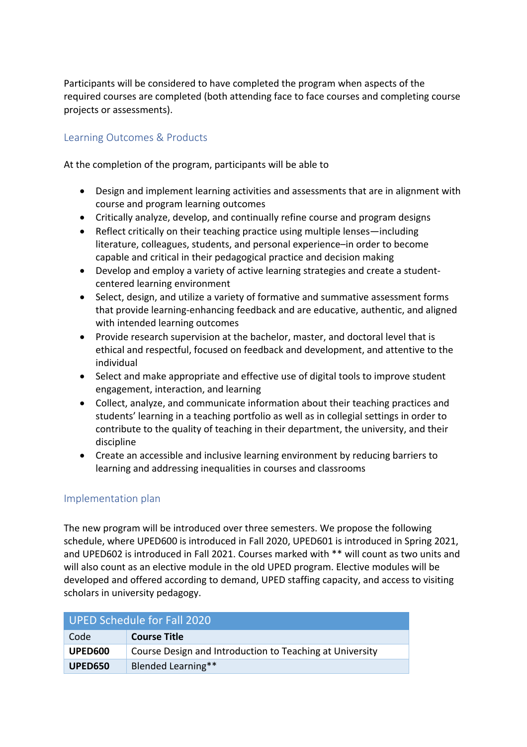Participants will be considered to have completed the program when aspects of the required courses are completed (both attending face to face courses and completing course projects or assessments).

## Learning Outcomes & Products

At the completion of the program, participants will be able to

- Design and implement learning activities and assessments that are in alignment with course and program learning outcomes
- Critically analyze, develop, and continually refine course and program designs
- Reflect critically on their teaching practice using multiple lenses—including literature, colleagues, students, and personal experience–in order to become capable and critical in their pedagogical practice and decision making
- Develop and employ a variety of active learning strategies and create a student-centered learning environment
- Select, design, and utilize a variety of formative and summative assessment forms that provide learning-enhancing feedback and are educative, authentic, and aligned with intended learning outcomes
- Provide research supervision at the bachelor, master, and doctoral level that is ethical and respectful, focused on feedback and development, and attentive to the individual
- Select and make appropriate and effective use of digital tools to improve student engagement, interaction, and learning
- Collect, analyze, and communicate information about their teaching practices and students' learning in a teaching portfolio as well as in collegial settings in order to contribute to the quality of teaching in their department, the university, and their discipline
- Create an accessible and inclusive learning environment by reducing barriers to learning and addressing inequalities in courses and classrooms

## Implementation plan

The new program will be introduced over three semesters. We propose the following schedule, where UPED600 is introduced in Fall 2020, UPED601 is introduced in Spring 2021, and UPED602 is introduced in Fall 2021. Courses marked with ** will count as two units and will also count as an elective module in the old UPED program. Elective modules will be developed and offered according to demand, UPED staffing capacity, and access to visiting scholars in university pedagogy.

| UPED Schedule for Fall 2020 | |
|---|---|
| Code | **Course Title** |
| **UPED600** | Course Design and Introduction to Teaching at University |
| **UPED650** | Blended Learning** |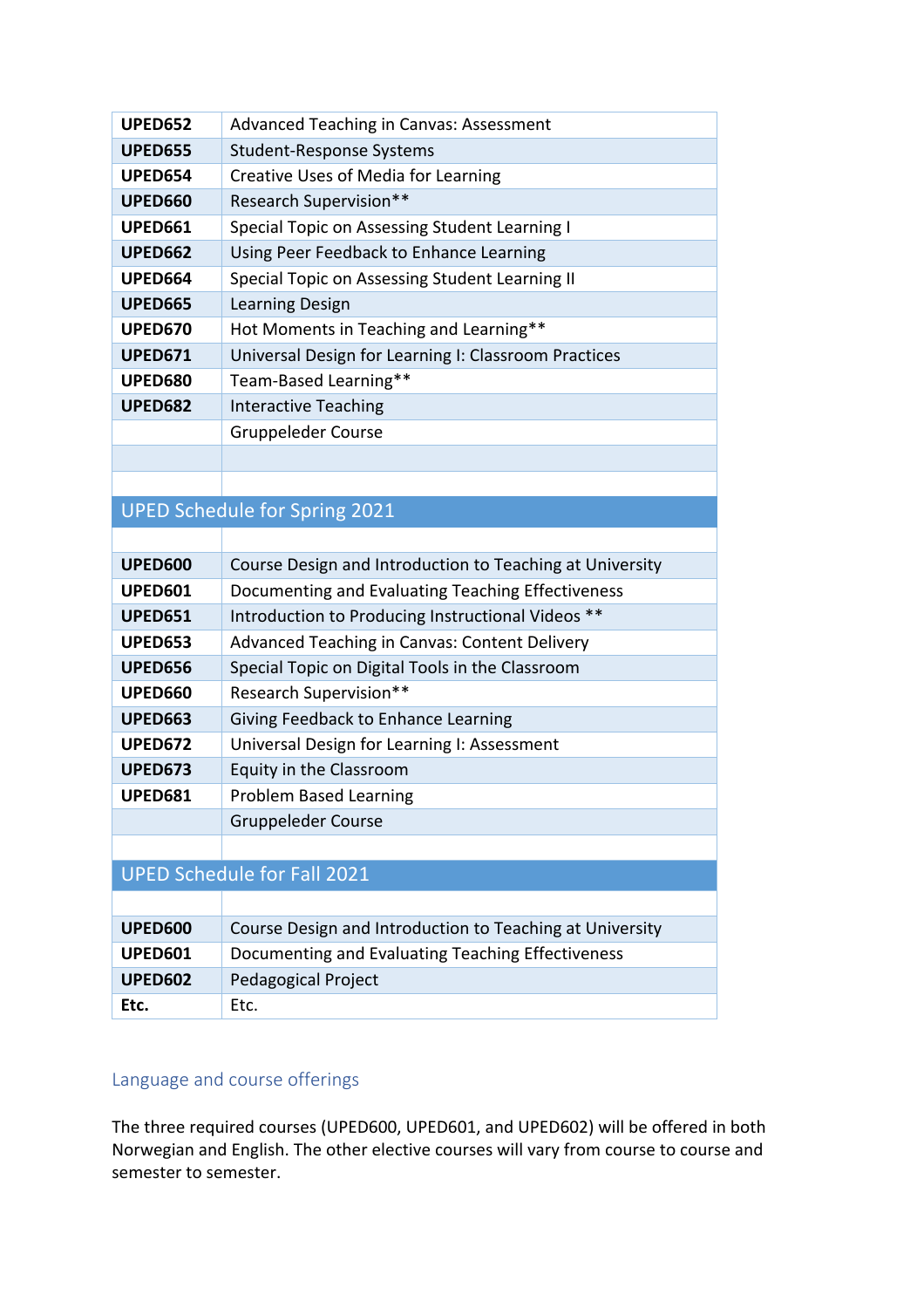| | |
|---|---|
| **UPED652** | Advanced Teaching in Canvas: Assessment |
| **UPED655** | Student-Response Systems |
| **UPED654** | Creative Uses of Media for Learning |
| **UPED660** | Research Supervision** |
| **UPED661** | Special Topic on Assessing Student Learning I |
| **UPED662** | Using Peer Feedback to Enhance Learning |
| **UPED664** | Special Topic on Assessing Student Learning II |
| **UPED665** | Learning Design |
| **UPED670** | Hot Moments in Teaching and Learning** |
| **UPED671** | Universal Design for Learning I: Classroom Practices |
| **UPED680** | Team-Based Learning** |
| **UPED682** | Interactive Teaching |
| | Gruppeleder Course |
| | |
| | |

## UPED Schedule for Spring 2021

| | |
|---|---|
| | |
| **UPED600** | Course Design and Introduction to Teaching at University |
| **UPED601** | Documenting and Evaluating Teaching Effectiveness |
| **UPED651** | Introduction to Producing Instructional Videos ** |
| **UPED653** | Advanced Teaching in Canvas: Content Delivery |
| **UPED656** | Special Topic on Digital Tools in the Classroom |
| **UPED660** | Research Supervision** |
| **UPED663** | Giving Feedback to Enhance Learning |
| **UPED672** | Universal Design for Learning I: Assessment |
| **UPED673** | Equity in the Classroom |
| **UPED681** | Problem Based Learning |
| | Gruppeleder Course |
| | |

## UPED Schedule for Fall 2021

| | |
|---|---|
| | |
| **UPED600** | Course Design and Introduction to Teaching at University |
| **UPED601** | Documenting and Evaluating Teaching Effectiveness |
| **UPED602** | Pedagogical Project |
| **Etc.** | Etc. |

## Language and course offerings

The three required courses (UPED600, UPED601, and UPED602) will be offered in both Norwegian and English. The other elective courses will vary from course to course and semester to semester.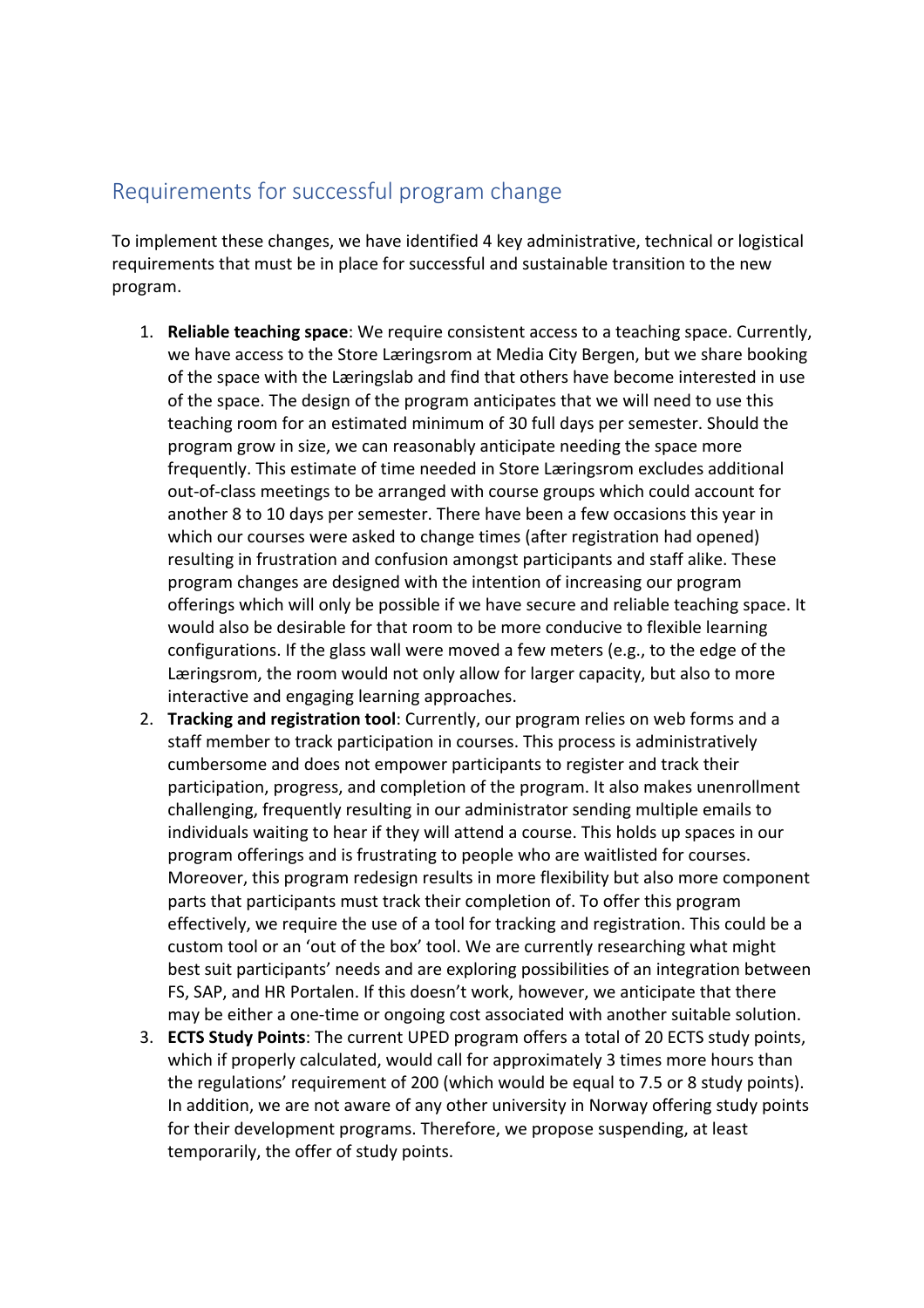## Requirements for successful program change

To implement these changes, we have identified 4 key administrative, technical or logistical requirements that must be in place for successful and sustainable transition to the new program.

1. **Reliable teaching space**: We require consistent access to a teaching space. Currently, we have access to the Store Læringsrom at Media City Bergen, but we share booking of the space with the Læringslab and find that others have become interested in use of the space. The design of the program anticipates that we will need to use this teaching room for an estimated minimum of 30 full days per semester. Should the program grow in size, we can reasonably anticipate needing the space more frequently. This estimate of time needed in Store Læringsrom excludes additional out-of-class meetings to be arranged with course groups which could account for another 8 to 10 days per semester. There have been a few occasions this year in which our courses were asked to change times (after registration had opened) resulting in frustration and confusion amongst participants and staff alike. These program changes are designed with the intention of increasing our program offerings which will only be possible if we have secure and reliable teaching space. It would also be desirable for that room to be more conducive to flexible learning configurations. If the glass wall were moved a few meters (e.g., to the edge of the Læringsrom, the room would not only allow for larger capacity, but also to more interactive and engaging learning approaches.
2. **Tracking and registration tool**: Currently, our program relies on web forms and a staff member to track participation in courses. This process is administratively cumbersome and does not empower participants to register and track their participation, progress, and completion of the program. It also makes unenrollment challenging, frequently resulting in our administrator sending multiple emails to individuals waiting to hear if they will attend a course. This holds up spaces in our program offerings and is frustrating to people who are waitlisted for courses. Moreover, this program redesign results in more flexibility but also more component parts that participants must track their completion of. To offer this program effectively, we require the use of a tool for tracking and registration. This could be a custom tool or an 'out of the box' tool. We are currently researching what might best suit participants' needs and are exploring possibilities of an integration between FS, SAP, and HR Portalen. If this doesn't work, however, we anticipate that there may be either a one-time or ongoing cost associated with another suitable solution.
3. **ECTS Study Points**: The current UPED program offers a total of 20 ECTS study points, which if properly calculated, would call for approximately 3 times more hours than the regulations' requirement of 200 (which would be equal to 7.5 or 8 study points). In addition, we are not aware of any other university in Norway offering study points for their development programs. Therefore, we propose suspending, at least temporarily, the offer of study points.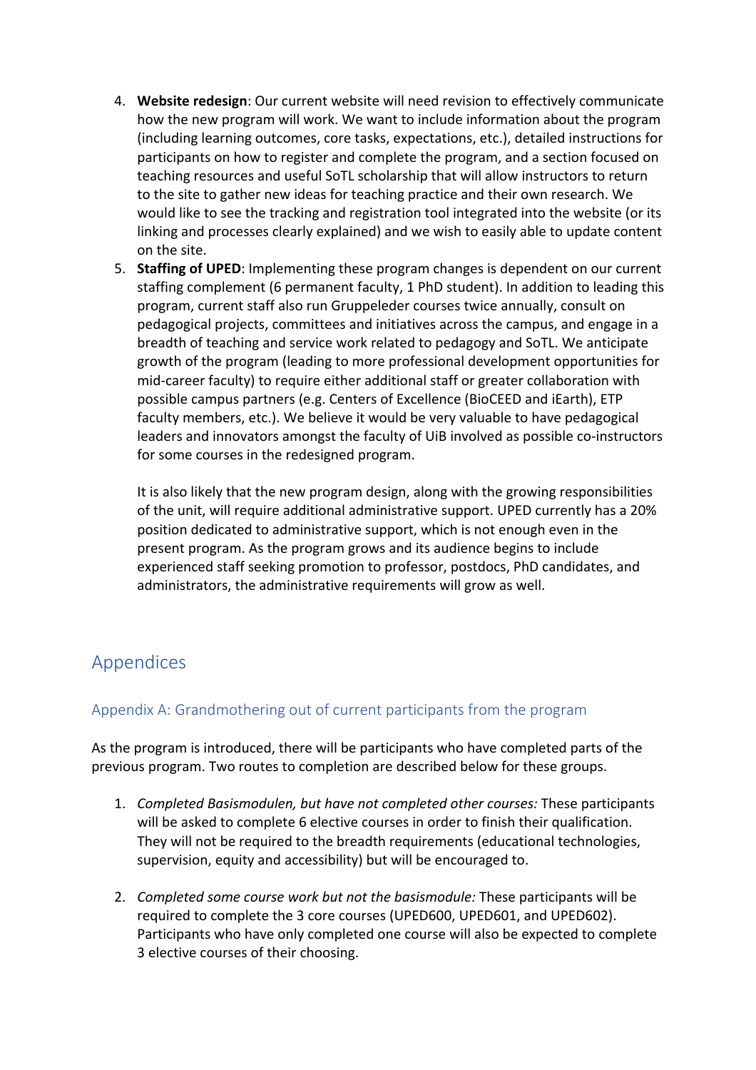4. **Website redesign**: Our current website will need revision to effectively communicate how the new program will work. We want to include information about the program (including learning outcomes, core tasks, expectations, etc.), detailed instructions for participants on how to register and complete the program, and a section focused on teaching resources and useful SoTL scholarship that will allow instructors to return to the site to gather new ideas for teaching practice and their own research. We would like to see the tracking and registration tool integrated into the website (or its linking and processes clearly explained) and we wish to easily able to update content on the site.
5. **Staffing of UPED**: Implementing these program changes is dependent on our current staffing complement (6 permanent faculty, 1 PhD student). In addition to leading this program, current staff also run Gruppeleder courses twice annually, consult on pedagogical projects, committees and initiatives across the campus, and engage in a breadth of teaching and service work related to pedagogy and SoTL. We anticipate growth of the program (leading to more professional development opportunities for mid-career faculty) to require either additional staff or greater collaboration with possible campus partners (e.g. Centers of Excellence (BioCEED and iEarth), ETP faculty members, etc.). We believe it would be very valuable to have pedagogical leaders and innovators amongst the faculty of UiB involved as possible co-instructors for some courses in the redesigned program.

   It is also likely that the new program design, along with the growing responsibilities of the unit, will require additional administrative support. UPED currently has a 20% position dedicated to administrative support, which is not enough even in the present program. As the program grows and its audience begins to include experienced staff seeking promotion to professor, postdocs, PhD candidates, and administrators, the administrative requirements will grow as well.

# Appendices

## Appendix A: Grandmothering out of current participants from the program

As the program is introduced, there will be participants who have completed parts of the previous program. Two routes to completion are described below for these groups.

1. *Completed Basismodulen, but have not completed other courses:* These participants will be asked to complete 6 elective courses in order to finish their qualification. They will not be required to the breadth requirements (educational technologies, supervision, equity and accessibility) but will be encouraged to.

2. *Completed some course work but not the basismodule:* These participants will be required to complete the 3 core courses (UPED600, UPED601, and UPED602). Participants who have only completed one course will also be expected to complete 3 elective courses of their choosing.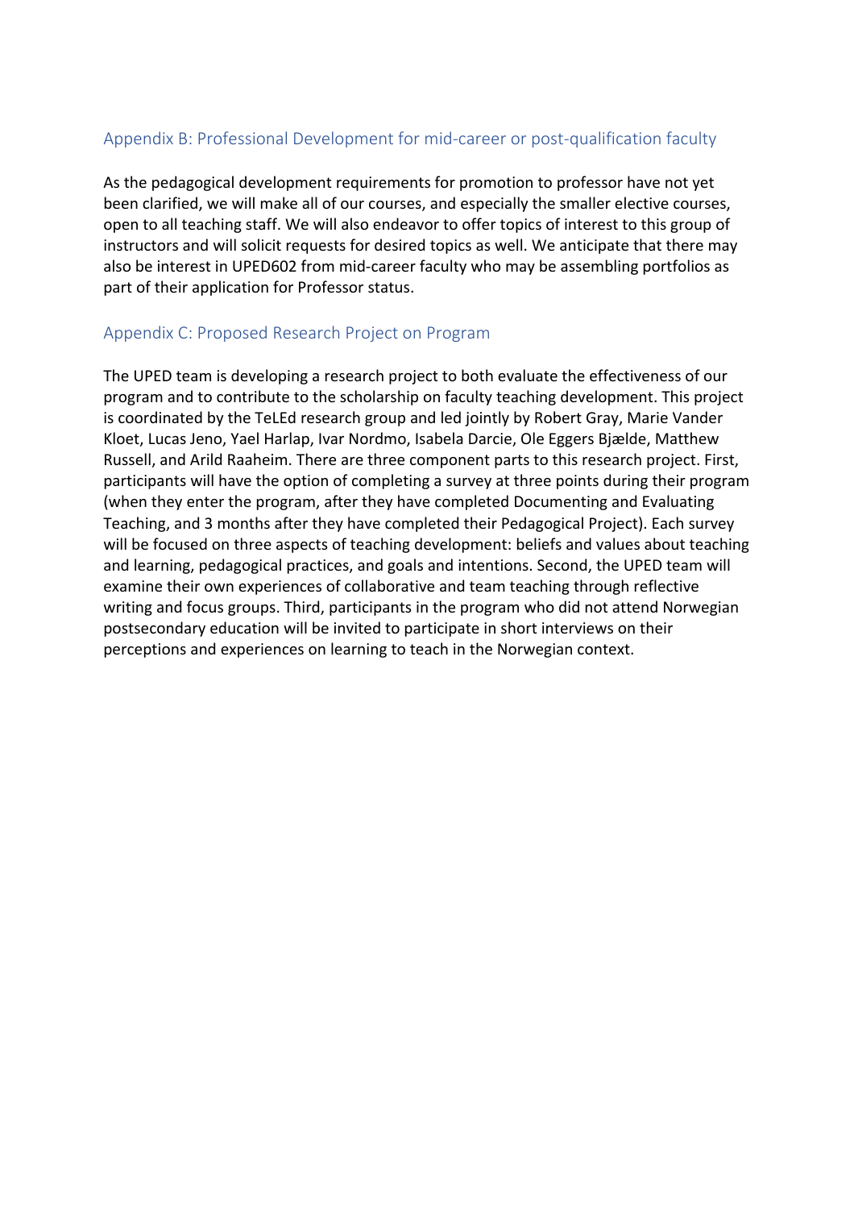## Appendix B: Professional Development for mid-career or post-qualification faculty

As the pedagogical development requirements for promotion to professor have not yet been clarified, we will make all of our courses, and especially the smaller elective courses, open to all teaching staff. We will also endeavor to offer topics of interest to this group of instructors and will solicit requests for desired topics as well. We anticipate that there may also be interest in UPED602 from mid-career faculty who may be assembling portfolios as part of their application for Professor status.

## Appendix C: Proposed Research Project on Program

The UPED team is developing a research project to both evaluate the effectiveness of our program and to contribute to the scholarship on faculty teaching development. This project is coordinated by the TeLEd research group and led jointly by Robert Gray, Marie Vander Kloet, Lucas Jeno, Yael Harlap, Ivar Nordmo, Isabela Darcie, Ole Eggers Bjælde, Matthew Russell, and Arild Raaheim. There are three component parts to this research project. First, participants will have the option of completing a survey at three points during their program (when they enter the program, after they have completed Documenting and Evaluating Teaching, and 3 months after they have completed their Pedagogical Project). Each survey will be focused on three aspects of teaching development: beliefs and values about teaching and learning, pedagogical practices, and goals and intentions. Second, the UPED team will examine their own experiences of collaborative and team teaching through reflective writing and focus groups. Third, participants in the program who did not attend Norwegian postsecondary education will be invited to participate in short interviews on their perceptions and experiences on learning to teach in the Norwegian context.